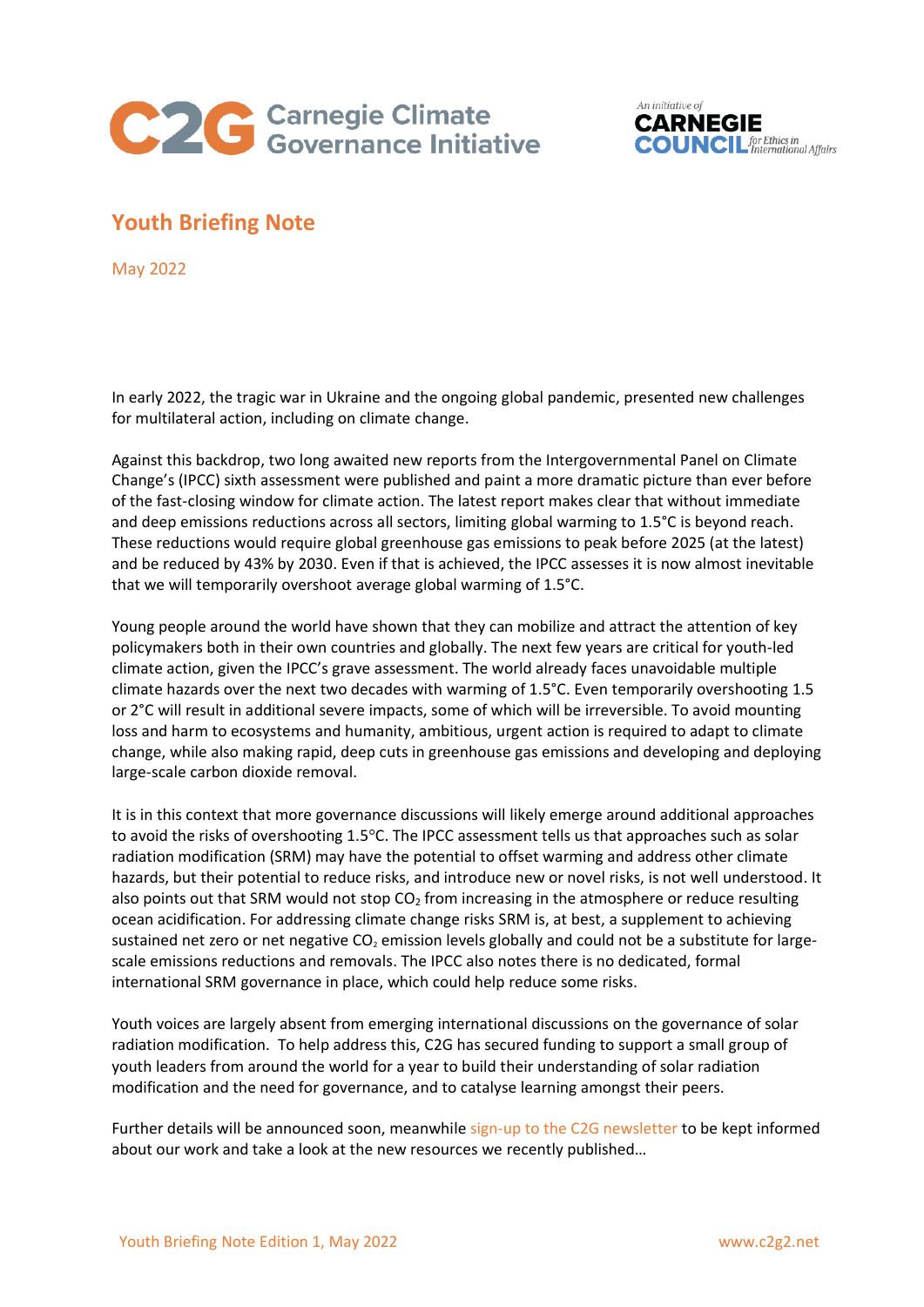C2G Carnegie Climate Governance Initiative

An initiative of CARNEGIE COUNCIL for Ethics in International Affairs

# Youth Briefing Note

May 2022

In early 2022, the tragic war in Ukraine and the ongoing global pandemic, presented new challenges for multilateral action, including on climate change.

Against this backdrop, two long awaited new reports from the Intergovernmental Panel on Climate Change's (IPCC) sixth assessment were published and paint a more dramatic picture than ever before of the fast-closing window for climate action. The latest report makes clear that without immediate and deep emissions reductions across all sectors, limiting global warming to 1.5°C is beyond reach. These reductions would require global greenhouse gas emissions to peak before 2025 (at the latest) and be reduced by 43% by 2030. Even if that is achieved, the IPCC assesses it is now almost inevitable that we will temporarily overshoot average global warming of 1.5°C.

Young people around the world have shown that they can mobilize and attract the attention of key policymakers both in their own countries and globally. The next few years are critical for youth-led climate action, given the IPCC's grave assessment. The world already faces unavoidable multiple climate hazards over the next two decades with warming of 1.5°C. Even temporarily overshooting 1.5 or 2°C will result in additional severe impacts, some of which will be irreversible. To avoid mounting loss and harm to ecosystems and humanity, ambitious, urgent action is required to adapt to climate change, while also making rapid, deep cuts in greenhouse gas emissions and developing and deploying large-scale carbon dioxide removal.

It is in this context that more governance discussions will likely emerge around additional approaches to avoid the risks of overshooting 1.5°C. The IPCC assessment tells us that approaches such as solar radiation modification (SRM) may have the potential to offset warming and address other climate hazards, but their potential to reduce risks, and introduce new or novel risks, is not well understood. It also points out that SRM would not stop $CO_2$ from increasing in the atmosphere or reduce resulting ocean acidification. For addressing climate change risks SRM is, at best, a supplement to achieving sustained net zero or net negative $CO_2$ emission levels globally and could not be a substitute for large-scale emissions reductions and removals. The IPCC also notes there is no dedicated, formal international SRM governance in place, which could help reduce some risks.

Youth voices are largely absent from emerging international discussions on the governance of solar radiation modification. To help address this, C2G has secured funding to support a small group of youth leaders from around the world for a year to build their understanding of solar radiation modification and the need for governance, and to catalyse learning amongst their peers.

Further details will be announced soon, meanwhile sign-up to the C2G newsletter to be kept informed about our work and take a look at the new resources we recently published…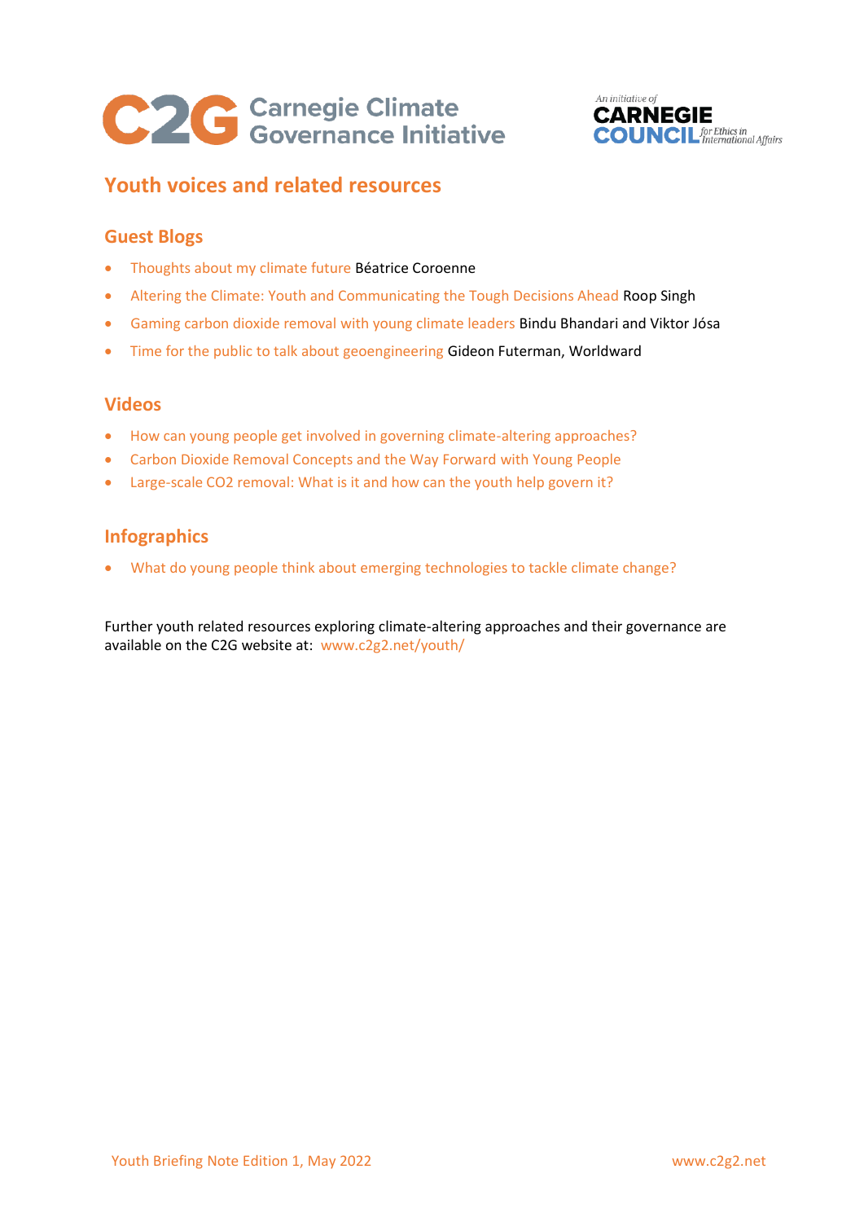## Youth voices and related resources

### Guest Blogs

- Thoughts about my climate future Béatrice Coroenne
- Altering the Climate: Youth and Communicating the Tough Decisions Ahead Roop Singh
- Gaming carbon dioxide removal with young climate leaders Bindu Bhandari and Viktor Jósa
- Time for the public to talk about geoengineering Gideon Futerman, Worldward

### Videos

- How can young people get involved in governing climate-altering approaches?
- Carbon Dioxide Removal Concepts and the Way Forward with Young People
- Large-scale CO2 removal: What is it and how can the youth help govern it?

### Infographics

- What do young people think about emerging technologies to tackle climate change?

Further youth related resources exploring climate-altering approaches and their governance are available on the C2G website at: www.c2g2.net/youth/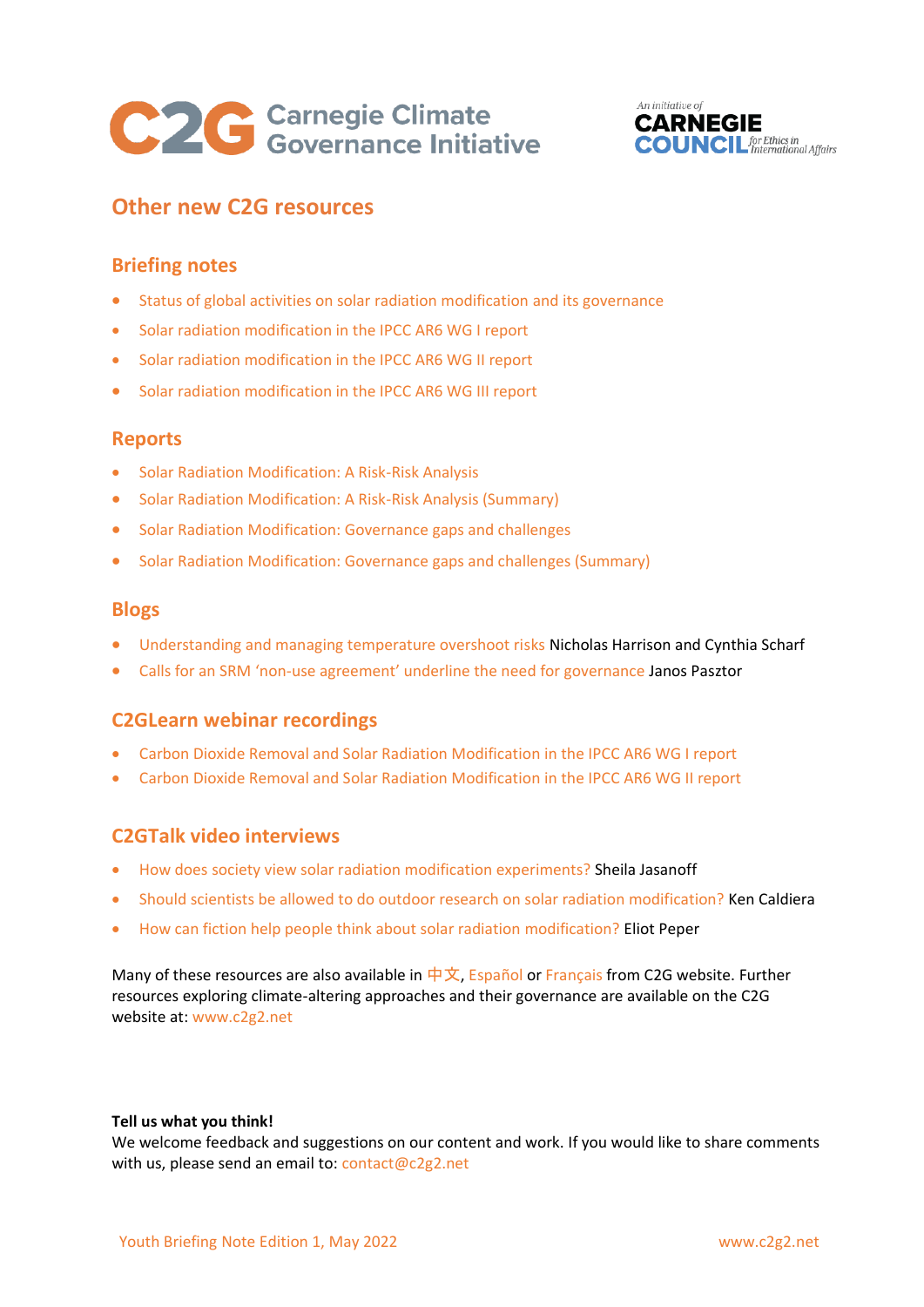## Other new C2G resources

### Briefing notes

- Status of global activities on solar radiation modification and its governance
- Solar radiation modification in the IPCC AR6 WG I report
- Solar radiation modification in the IPCC AR6 WG II report
- Solar radiation modification in the IPCC AR6 WG III report

### Reports

- Solar Radiation Modification: A Risk-Risk Analysis
- Solar Radiation Modification: A Risk-Risk Analysis (Summary)
- Solar Radiation Modification: Governance gaps and challenges
- Solar Radiation Modification: Governance gaps and challenges (Summary)

### Blogs

- Understanding and managing temperature overshoot risks Nicholas Harrison and Cynthia Scharf
- Calls for an SRM 'non-use agreement' underline the need for governance Janos Pasztor

### C2GLearn webinar recordings

- Carbon Dioxide Removal and Solar Radiation Modification in the IPCC AR6 WG I report
- Carbon Dioxide Removal and Solar Radiation Modification in the IPCC AR6 WG II report

### C2GTalk video interviews

- How does society view solar radiation modification experiments? Sheila Jasanoff
- Should scientists be allowed to do outdoor research on solar radiation modification? Ken Caldiera
- How can fiction help people think about solar radiation modification? Eliot Peper

Many of these resources are also available in 中文, Español or Français from C2G website. Further resources exploring climate-altering approaches and their governance are available on the C2G website at: www.c2g2.net

**Tell us what you think!**
We welcome feedback and suggestions on our content and work. If you would like to share comments with us, please send an email to: contact@c2g2.net